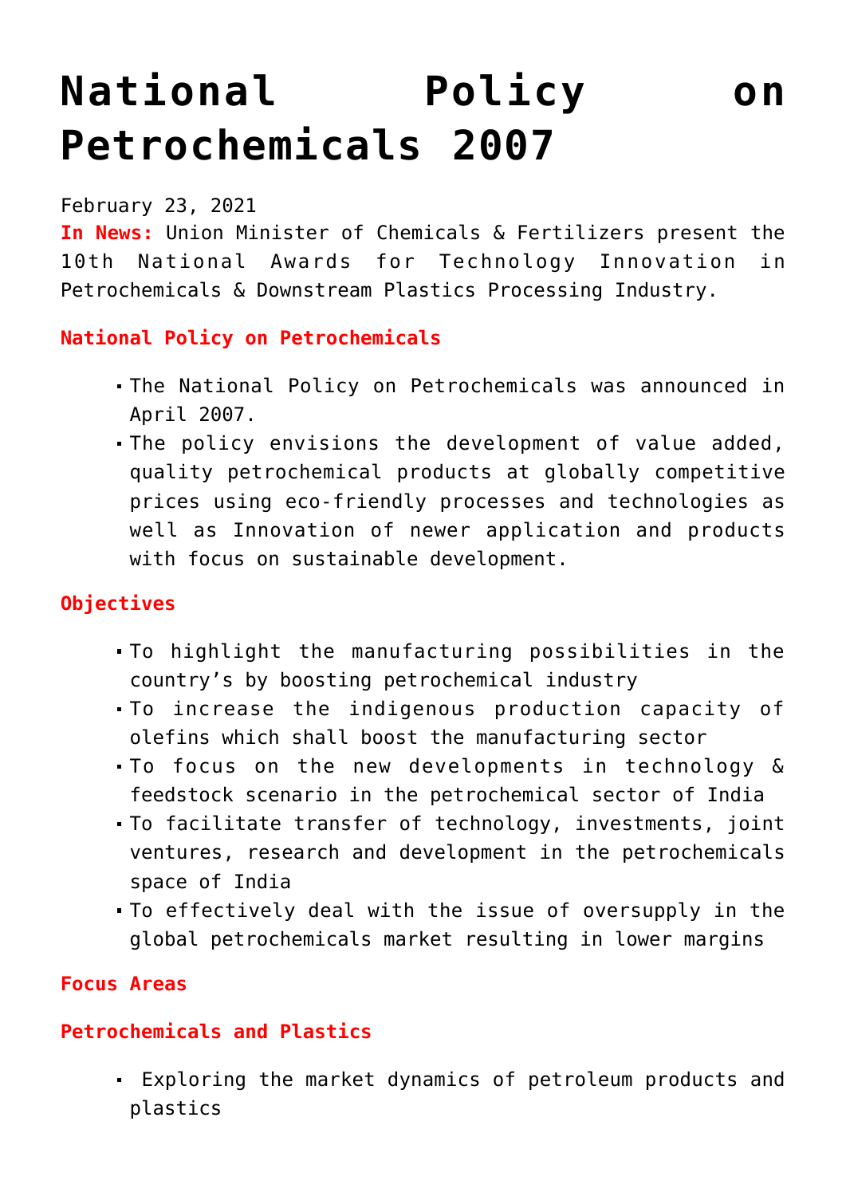# National Policy on Petrochemicals 2007

February 23, 2021

**In News:** Union Minister of Chemicals & Fertilizers present the 10th National Awards for Technology Innovation in Petrochemicals & Downstream Plastics Processing Industry.

## National Policy on Petrochemicals

- The National Policy on Petrochemicals was announced in April 2007.
- The policy envisions the development of value added, quality petrochemical products at globally competitive prices using eco-friendly processes and technologies as well as Innovation of newer application and products with focus on sustainable development.

## Objectives

- To highlight the manufacturing possibilities in the country's by boosting petrochemical industry
- To increase the indigenous production capacity of olefins which shall boost the manufacturing sector
- To focus on the new developments in technology & feedstock scenario in the petrochemical sector of India
- To facilitate transfer of technology, investments, joint ventures, research and development in the petrochemicals space of India
- To effectively deal with the issue of oversupply in the global petrochemicals market resulting in lower margins

## Focus Areas

### Petrochemicals and Plastics

- Exploring the market dynamics of petroleum products and plastics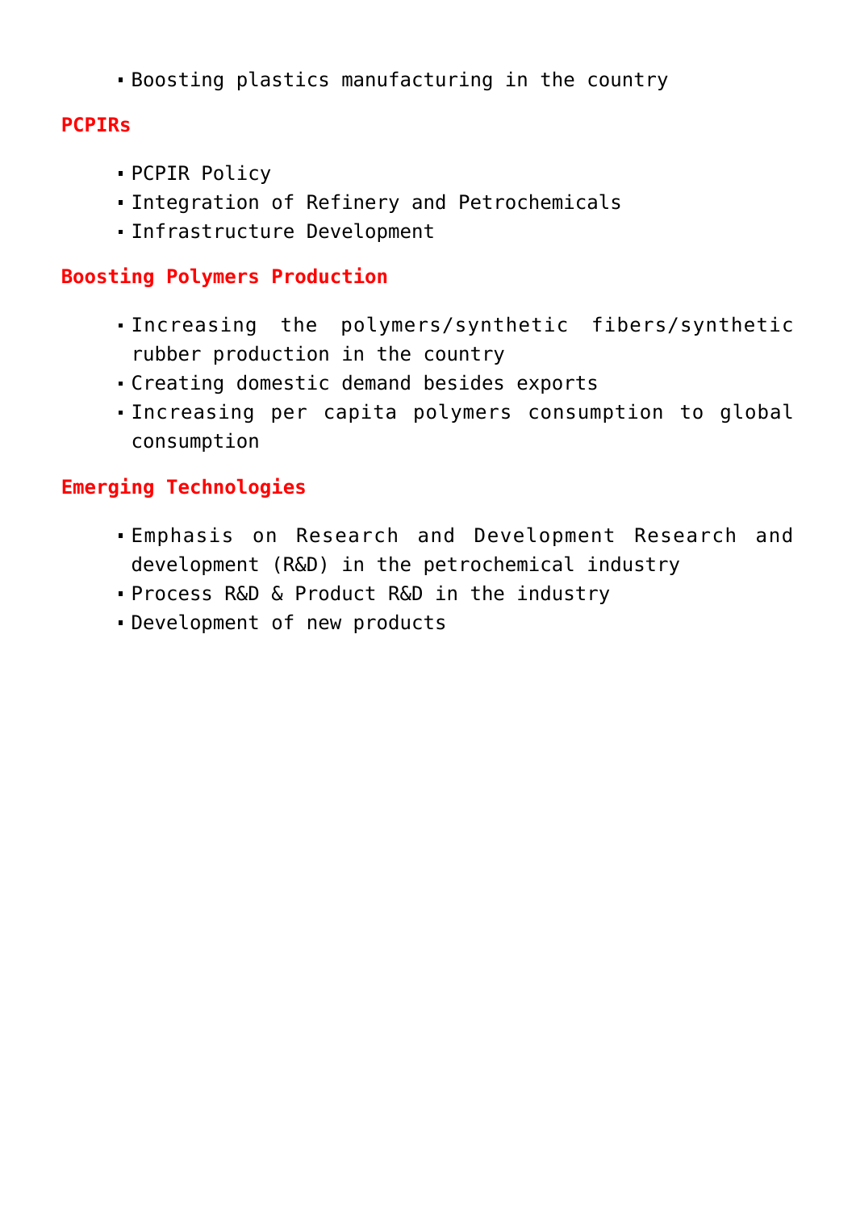- Boosting plastics manufacturing in the country

**PCPIRs**

- PCPIR Policy
- Integration of Refinery and Petrochemicals
- Infrastructure Development

**Boosting Polymers Production**

- Increasing the polymers/synthetic fibers/synthetic rubber production in the country
- Creating domestic demand besides exports
- Increasing per capita polymers consumption to global consumption

**Emerging Technologies**

- Emphasis on Research and Development Research and development (R&D) in the petrochemical industry
- Process R&D & Product R&D in the industry
- Development of new products